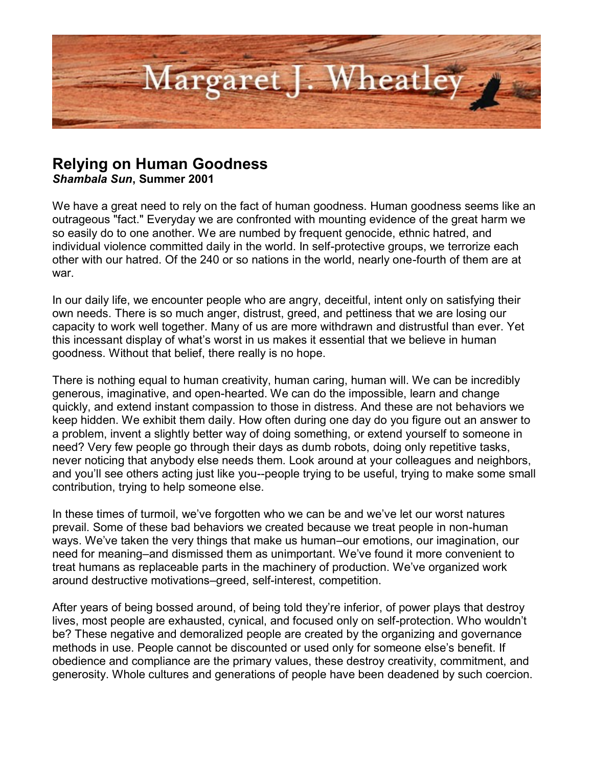Margaret J. Wheatley

# Relying on Human Goodness

***Shambala Sun*, Summer 2001**

We have a great need to rely on the fact of human goodness. Human goodness seems like an outrageous "fact." Everyday we are confronted with mounting evidence of the great harm we so easily do to one another. We are numbed by frequent genocide, ethnic hatred, and individual violence committed daily in the world. In self-protective groups, we terrorize each other with our hatred. Of the 240 or so nations in the world, nearly one-fourth of them are at war.

In our daily life, we encounter people who are angry, deceitful, intent only on satisfying their own needs. There is so much anger, distrust, greed, and pettiness that we are losing our capacity to work well together. Many of us are more withdrawn and distrustful than ever. Yet this incessant display of what's worst in us makes it essential that we believe in human goodness. Without that belief, there really is no hope.

There is nothing equal to human creativity, human caring, human will. We can be incredibly generous, imaginative, and open-hearted. We can do the impossible, learn and change quickly, and extend instant compassion to those in distress. And these are not behaviors we keep hidden. We exhibit them daily. How often during one day do you figure out an answer to a problem, invent a slightly better way of doing something, or extend yourself to someone in need? Very few people go through their days as dumb robots, doing only repetitive tasks, never noticing that anybody else needs them. Look around at your colleagues and neighbors, and you'll see others acting just like you--people trying to be useful, trying to make some small contribution, trying to help someone else.

In these times of turmoil, we've forgotten who we can be and we've let our worst natures prevail. Some of these bad behaviors we created because we treat people in non-human ways. We've taken the very things that make us human–our emotions, our imagination, our need for meaning–and dismissed them as unimportant. We've found it more convenient to treat humans as replaceable parts in the machinery of production. We've organized work around destructive motivations–greed, self-interest, competition.

After years of being bossed around, of being told they're inferior, of power plays that destroy lives, most people are exhausted, cynical, and focused only on self-protection. Who wouldn't be? These negative and demoralized people are created by the organizing and governance methods in use. People cannot be discounted or used only for someone else's benefit. If obedience and compliance are the primary values, these destroy creativity, commitment, and generosity. Whole cultures and generations of people have been deadened by such coercion.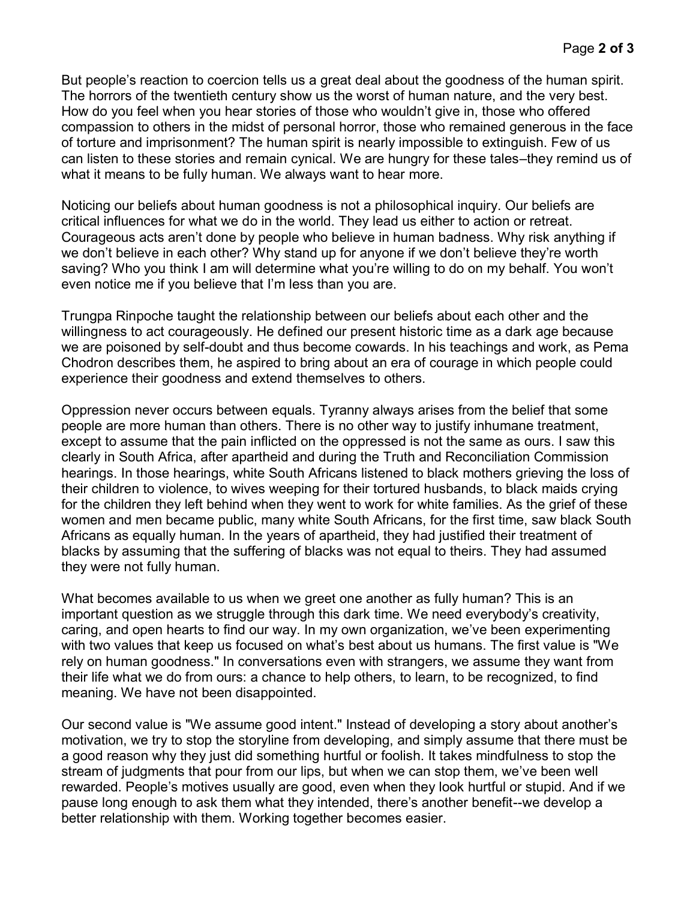But people's reaction to coercion tells us a great deal about the goodness of the human spirit. The horrors of the twentieth century show us the worst of human nature, and the very best. How do you feel when you hear stories of those who wouldn't give in, those who offered compassion to others in the midst of personal horror, those who remained generous in the face of torture and imprisonment? The human spirit is nearly impossible to extinguish. Few of us can listen to these stories and remain cynical. We are hungry for these tales–they remind us of what it means to be fully human. We always want to hear more.

Noticing our beliefs about human goodness is not a philosophical inquiry. Our beliefs are critical influences for what we do in the world. They lead us either to action or retreat. Courageous acts aren't done by people who believe in human badness. Why risk anything if we don't believe in each other? Why stand up for anyone if we don't believe they're worth saving? Who you think I am will determine what you're willing to do on my behalf. You won't even notice me if you believe that I'm less than you are.

Trungpa Rinpoche taught the relationship between our beliefs about each other and the willingness to act courageously. He defined our present historic time as a dark age because we are poisoned by self-doubt and thus become cowards. In his teachings and work, as Pema Chodron describes them, he aspired to bring about an era of courage in which people could experience their goodness and extend themselves to others.

Oppression never occurs between equals. Tyranny always arises from the belief that some people are more human than others. There is no other way to justify inhumane treatment, except to assume that the pain inflicted on the oppressed is not the same as ours. I saw this clearly in South Africa, after apartheid and during the Truth and Reconciliation Commission hearings. In those hearings, white South Africans listened to black mothers grieving the loss of their children to violence, to wives weeping for their tortured husbands, to black maids crying for the children they left behind when they went to work for white families. As the grief of these women and men became public, many white South Africans, for the first time, saw black South Africans as equally human. In the years of apartheid, they had justified their treatment of blacks by assuming that the suffering of blacks was not equal to theirs. They had assumed they were not fully human.

What becomes available to us when we greet one another as fully human? This is an important question as we struggle through this dark time. We need everybody's creativity, caring, and open hearts to find our way. In my own organization, we've been experimenting with two values that keep us focused on what's best about us humans. The first value is "We rely on human goodness." In conversations even with strangers, we assume they want from their life what we do from ours: a chance to help others, to learn, to be recognized, to find meaning. We have not been disappointed.

Our second value is "We assume good intent." Instead of developing a story about another's motivation, we try to stop the storyline from developing, and simply assume that there must be a good reason why they just did something hurtful or foolish. It takes mindfulness to stop the stream of judgments that pour from our lips, but when we can stop them, we've been well rewarded. People's motives usually are good, even when they look hurtful or stupid. And if we pause long enough to ask them what they intended, there's another benefit--we develop a better relationship with them. Working together becomes easier.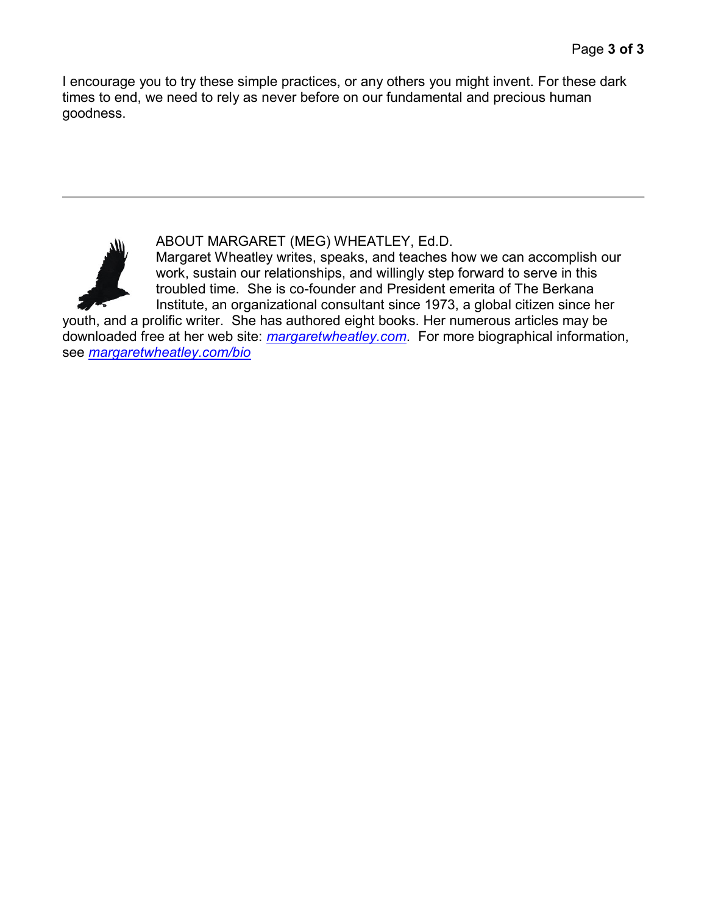I encourage you to try these simple practices, or any others you might invent. For these dark times to end, we need to rely as never before on our fundamental and precious human goodness.

---

ABOUT MARGARET (MEG) WHEATLEY, Ed.D.

Margaret Wheatley writes, speaks, and teaches how we can accomplish our work, sustain our relationships, and willingly step forward to serve in this troubled time. She is co-founder and President emerita of The Berkana Institute, an organizational consultant since 1973, a global citizen since her youth, and a prolific writer. She has authored eight books. Her numerous articles may be downloaded free at her web site: *margaretwheatley.com*. For more biographical information, see *margaretwheatley.com/bio*